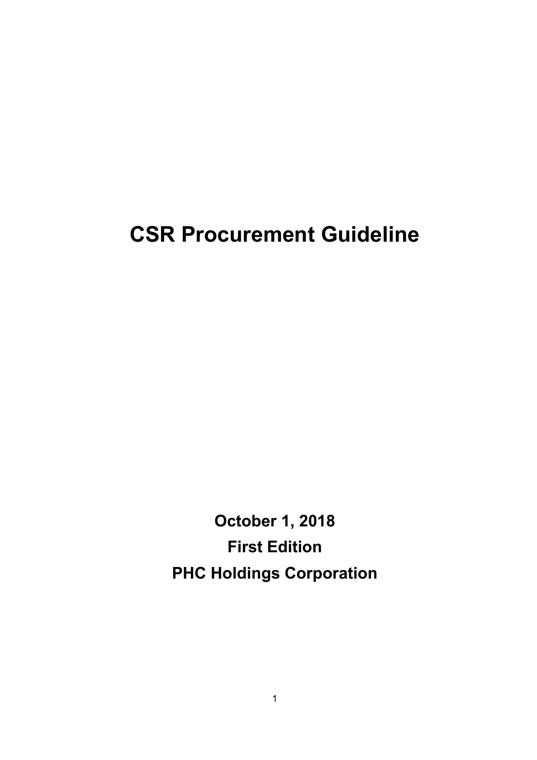# CSR Procurement Guideline

**October 1, 2018**

**First Edition**

**PHC Holdings Corporation**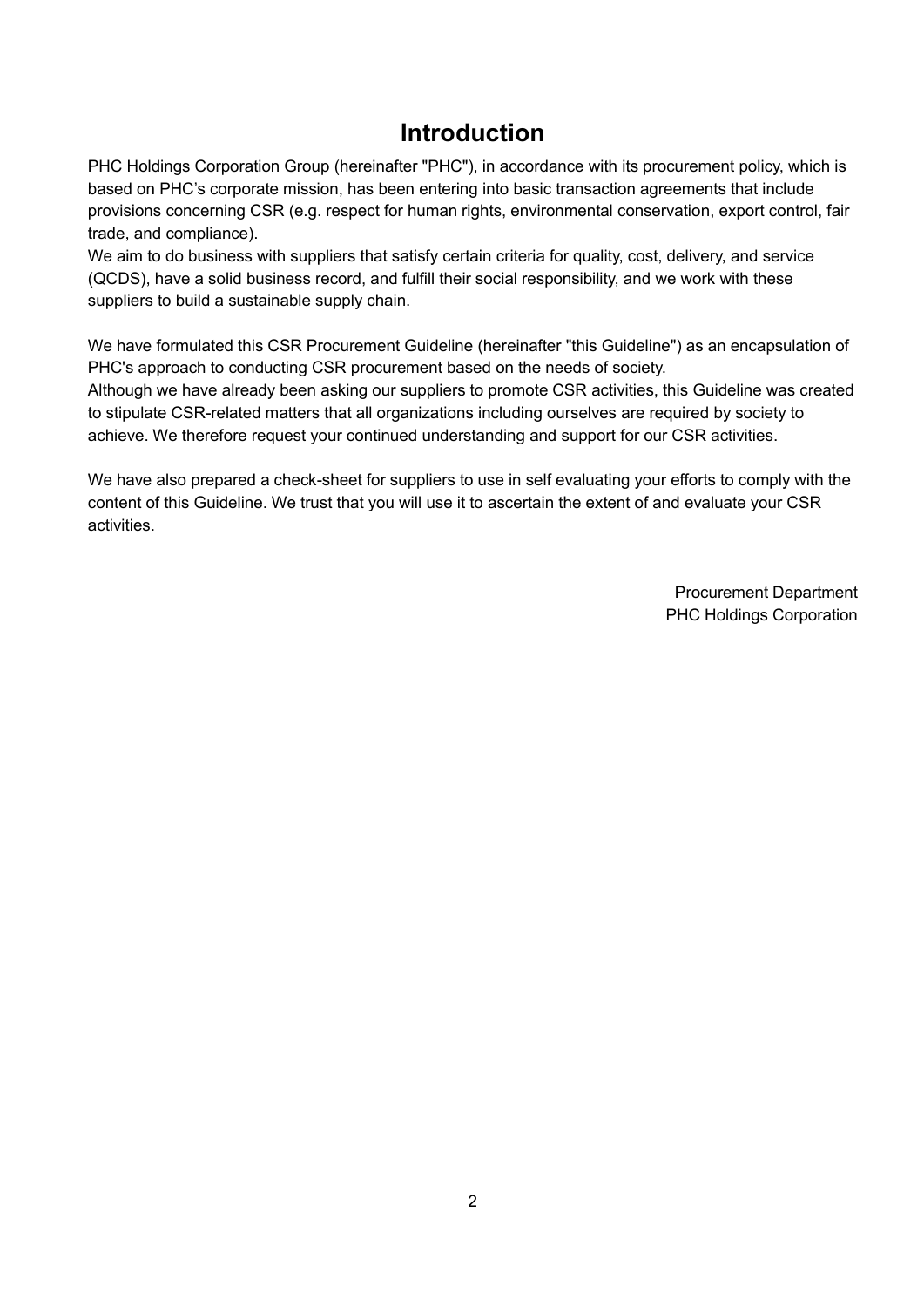# Introduction

PHC Holdings Corporation Group (hereinafter "PHC"), in accordance with its procurement policy, which is based on PHC's corporate mission, has been entering into basic transaction agreements that include provisions concerning CSR (e.g. respect for human rights, environmental conservation, export control, fair trade, and compliance).
We aim to do business with suppliers that satisfy certain criteria for quality, cost, delivery, and service (QCDS), have a solid business record, and fulfill their social responsibility, and we work with these suppliers to build a sustainable supply chain.

We have formulated this CSR Procurement Guideline (hereinafter "this Guideline") as an encapsulation of PHC's approach to conducting CSR procurement based on the needs of society.
Although we have already been asking our suppliers to promote CSR activities, this Guideline was created to stipulate CSR-related matters that all organizations including ourselves are required by society to achieve. We therefore request your continued understanding and support for our CSR activities.

We have also prepared a check-sheet for suppliers to use in self evaluating your efforts to comply with the content of this Guideline. We trust that you will use it to ascertain the extent of and evaluate your CSR activities.

Procurement Department
PHC Holdings Corporation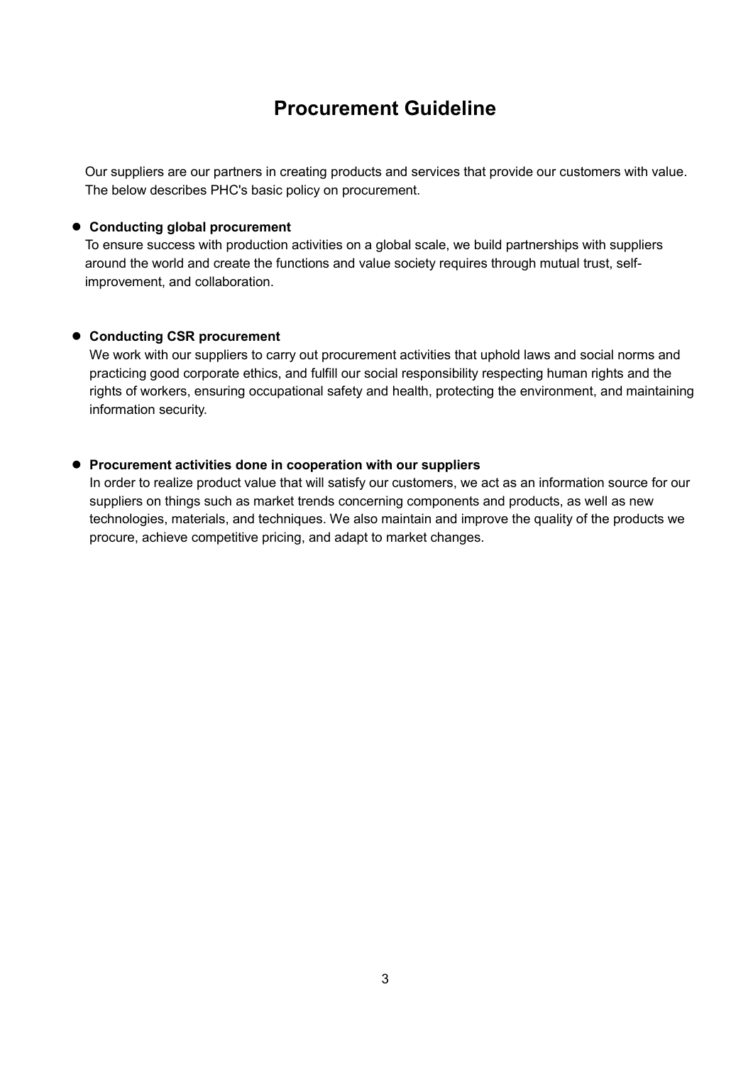# Procurement Guideline

Our suppliers are our partners in creating products and services that provide our customers with value. The below describes PHC's basic policy on procurement.

- **Conducting global procurement**

  To ensure success with production activities on a global scale, we build partnerships with suppliers around the world and create the functions and value society requires through mutual trust, self-improvement, and collaboration.

- **Conducting CSR procurement**

  We work with our suppliers to carry out procurement activities that uphold laws and social norms and practicing good corporate ethics, and fulfill our social responsibility respecting human rights and the rights of workers, ensuring occupational safety and health, protecting the environment, and maintaining information security.

- **Procurement activities done in cooperation with our suppliers**

  In order to realize product value that will satisfy our customers, we act as an information source for our suppliers on things such as market trends concerning components and products, as well as new technologies, materials, and techniques. We also maintain and improve the quality of the products we procure, achieve competitive pricing, and adapt to market changes.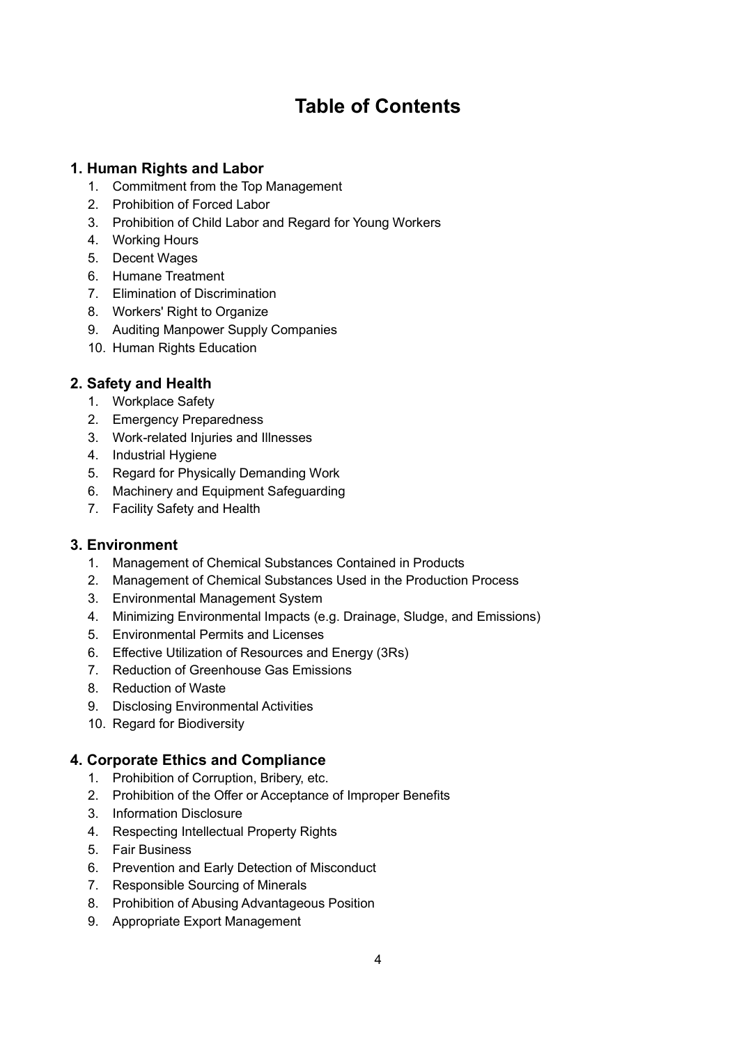# Table of Contents

## 1. Human Rights and Labor

1. Commitment from the Top Management
2. Prohibition of Forced Labor
3. Prohibition of Child Labor and Regard for Young Workers
4. Working Hours
5. Decent Wages
6. Humane Treatment
7. Elimination of Discrimination
8. Workers' Right to Organize
9. Auditing Manpower Supply Companies
10. Human Rights Education

## 2. Safety and Health

1. Workplace Safety
2. Emergency Preparedness
3. Work-related Injuries and Illnesses
4. Industrial Hygiene
5. Regard for Physically Demanding Work
6. Machinery and Equipment Safeguarding
7. Facility Safety and Health

## 3. Environment

1. Management of Chemical Substances Contained in Products
2. Management of Chemical Substances Used in the Production Process
3. Environmental Management System
4. Minimizing Environmental Impacts (e.g. Drainage, Sludge, and Emissions)
5. Environmental Permits and Licenses
6. Effective Utilization of Resources and Energy (3Rs)
7. Reduction of Greenhouse Gas Emissions
8. Reduction of Waste
9. Disclosing Environmental Activities
10. Regard for Biodiversity

## 4. Corporate Ethics and Compliance

1. Prohibition of Corruption, Bribery, etc.
2. Prohibition of the Offer or Acceptance of Improper Benefits
3. Information Disclosure
4. Respecting Intellectual Property Rights
5. Fair Business
6. Prevention and Early Detection of Misconduct
7. Responsible Sourcing of Minerals
8. Prohibition of Abusing Advantageous Position
9. Appropriate Export Management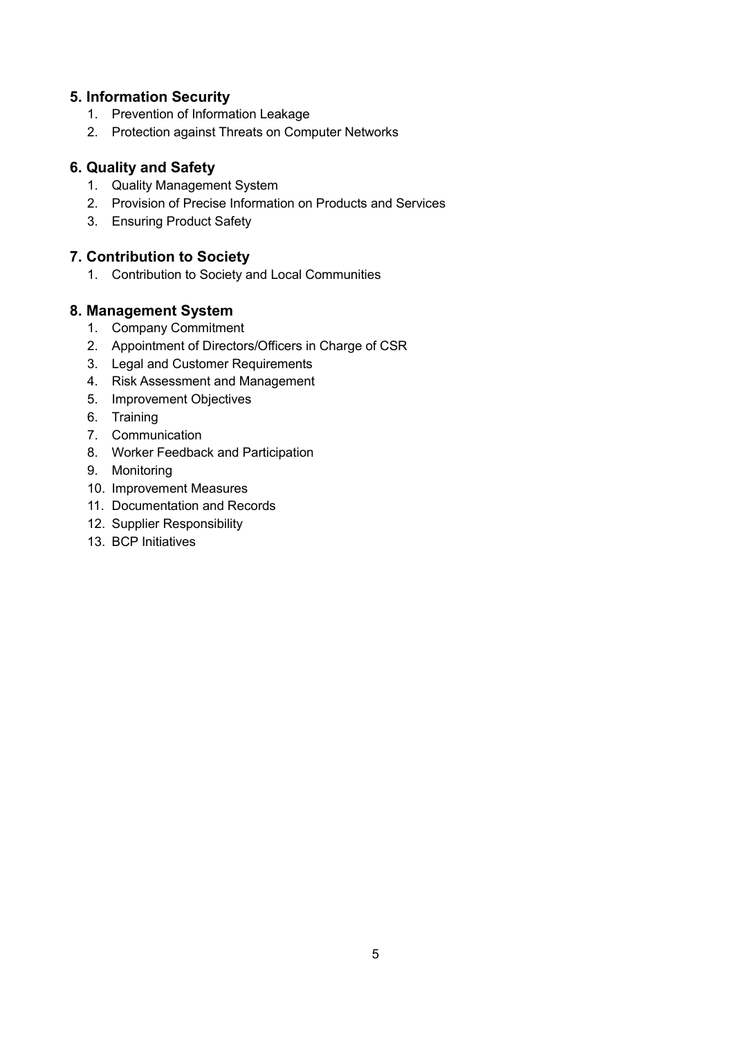## 5. Information Security

1. Prevention of Information Leakage
2. Protection against Threats on Computer Networks

## 6. Quality and Safety

1. Quality Management System
2. Provision of Precise Information on Products and Services
3. Ensuring Product Safety

## 7. Contribution to Society

1. Contribution to Society and Local Communities

## 8. Management System

1. Company Commitment
2. Appointment of Directors/Officers in Charge of CSR
3. Legal and Customer Requirements
4. Risk Assessment and Management
5. Improvement Objectives
6. Training
7. Communication
8. Worker Feedback and Participation
9. Monitoring
10. Improvement Measures
11. Documentation and Records
12. Supplier Responsibility
13. BCP Initiatives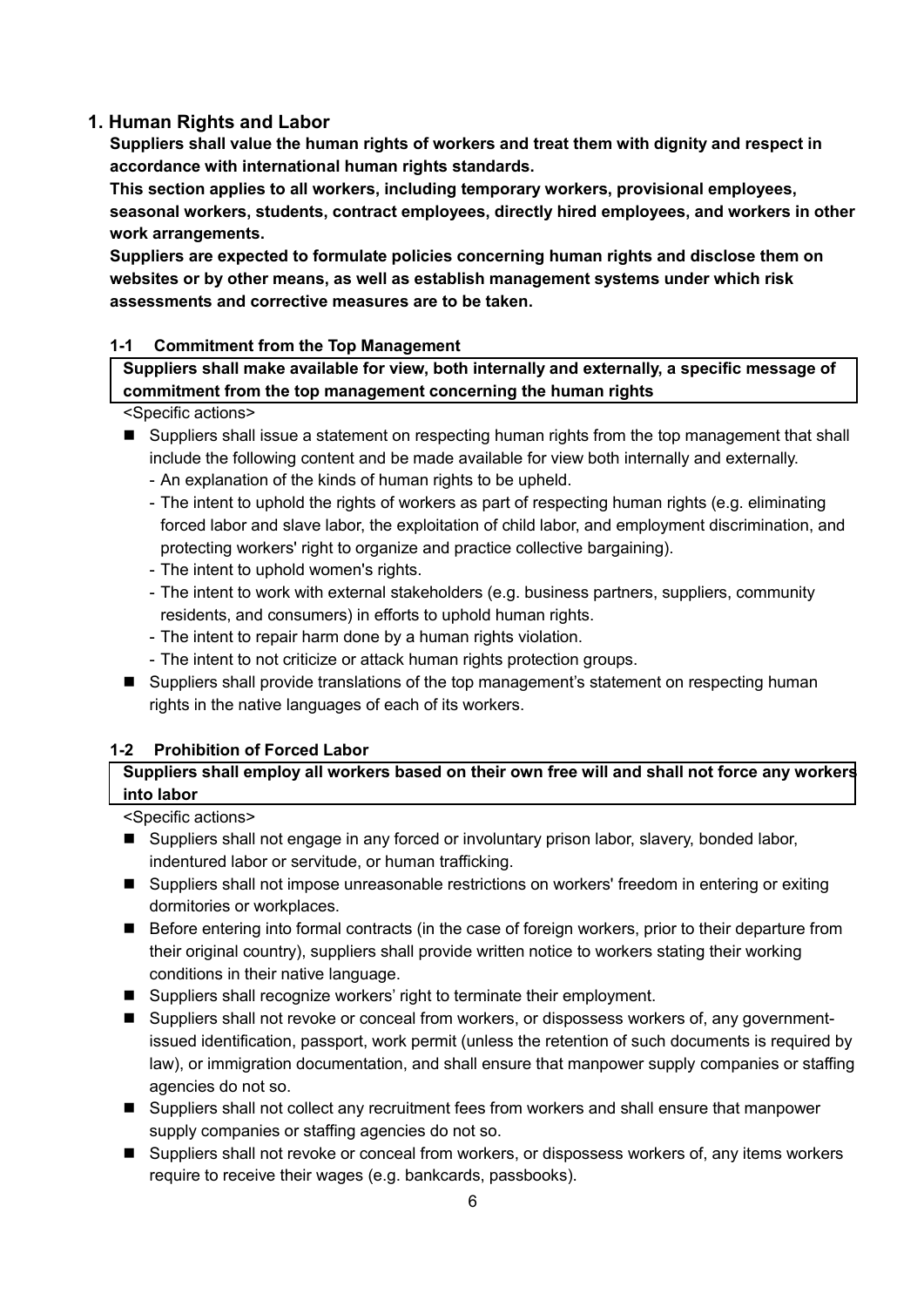## 1. Human Rights and Labor

**Suppliers shall value the human rights of workers and treat them with dignity and respect in accordance with international human rights standards.**

**This section applies to all workers, including temporary workers, provisional employees, seasonal workers, students, contract employees, directly hired employees, and workers in other work arrangements.**

**Suppliers are expected to formulate policies concerning human rights and disclose them on websites or by other means, as well as establish management systems under which risk assessments and corrective measures are to be taken.**

### 1-1 Commitment from the Top Management

**Suppliers shall make available for view, both internally and externally, a specific message of commitment from the top management concerning the human rights**

<Specific actions>

- Suppliers shall issue a statement on respecting human rights from the top management that shall include the following content and be made available for view both internally and externally.
  - An explanation of the kinds of human rights to be upheld.
  - The intent to uphold the rights of workers as part of respecting human rights (e.g. eliminating forced labor and slave labor, the exploitation of child labor, and employment discrimination, and protecting workers' right to organize and practice collective bargaining).
  - The intent to uphold women's rights.
  - The intent to work with external stakeholders (e.g. business partners, suppliers, community residents, and consumers) in efforts to uphold human rights.
  - The intent to repair harm done by a human rights violation.
  - The intent to not criticize or attack human rights protection groups.
- Suppliers shall provide translations of the top management's statement on respecting human rights in the native languages of each of its workers.

### 1-2 Prohibition of Forced Labor

**Suppliers shall employ all workers based on their own free will and shall not force any workers into labor**

<Specific actions>

- Suppliers shall not engage in any forced or involuntary prison labor, slavery, bonded labor, indentured labor or servitude, or human trafficking.
- Suppliers shall not impose unreasonable restrictions on workers' freedom in entering or exiting dormitories or workplaces.
- Before entering into formal contracts (in the case of foreign workers, prior to their departure from their original country), suppliers shall provide written notice to workers stating their working conditions in their native language.
- Suppliers shall recognize workers' right to terminate their employment.
- Suppliers shall not revoke or conceal from workers, or dispossess workers of, any government-issued identification, passport, work permit (unless the retention of such documents is required by law), or immigration documentation, and shall ensure that manpower supply companies or staffing agencies do not so.
- Suppliers shall not collect any recruitment fees from workers and shall ensure that manpower supply companies or staffing agencies do not so.
- Suppliers shall not revoke or conceal from workers, or dispossess workers of, any items workers require to receive their wages (e.g. bankcards, passbooks).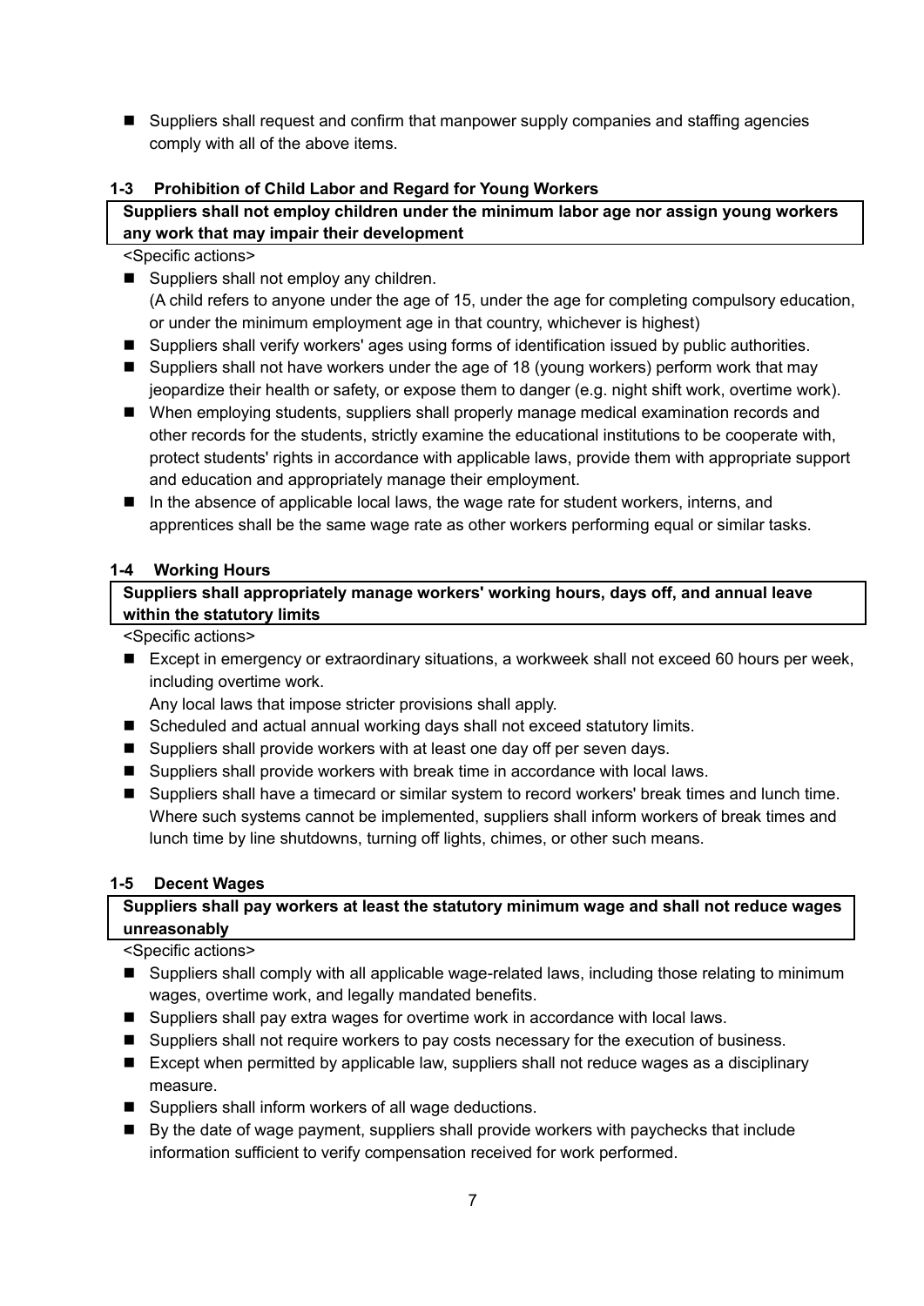- Suppliers shall request and confirm that manpower supply companies and staffing agencies comply with all of the above items.

### 1-3 Prohibition of Child Labor and Regard for Young Workers

**Suppliers shall not employ children under the minimum labor age nor assign young workers any work that may impair their development**

<Specific actions>

- Suppliers shall not employ any children.
  (A child refers to anyone under the age of 15, under the age for completing compulsory education, or under the minimum employment age in that country, whichever is highest)
- Suppliers shall verify workers' ages using forms of identification issued by public authorities.
- Suppliers shall not have workers under the age of 18 (young workers) perform work that may jeopardize their health or safety, or expose them to danger (e.g. night shift work, overtime work).
- When employing students, suppliers shall properly manage medical examination records and other records for the students, strictly examine the educational institutions to be cooperate with, protect students' rights in accordance with applicable laws, provide them with appropriate support and education and appropriately manage their employment.
- In the absence of applicable local laws, the wage rate for student workers, interns, and apprentices shall be the same wage rate as other workers performing equal or similar tasks.

### 1-4 Working Hours

**Suppliers shall appropriately manage workers' working hours, days off, and annual leave within the statutory limits**

<Specific actions>

- Except in emergency or extraordinary situations, a workweek shall not exceed 60 hours per week, including overtime work.
  Any local laws that impose stricter provisions shall apply.
- Scheduled and actual annual working days shall not exceed statutory limits.
- Suppliers shall provide workers with at least one day off per seven days.
- Suppliers shall provide workers with break time in accordance with local laws.
- Suppliers shall have a timecard or similar system to record workers' break times and lunch time. Where such systems cannot be implemented, suppliers shall inform workers of break times and lunch time by line shutdowns, turning off lights, chimes, or other such means.

### 1-5 Decent Wages

**Suppliers shall pay workers at least the statutory minimum wage and shall not reduce wages unreasonably**

<Specific actions>

- Suppliers shall comply with all applicable wage-related laws, including those relating to minimum wages, overtime work, and legally mandated benefits.
- Suppliers shall pay extra wages for overtime work in accordance with local laws.
- Suppliers shall not require workers to pay costs necessary for the execution of business.
- Except when permitted by applicable law, suppliers shall not reduce wages as a disciplinary measure.
- Suppliers shall inform workers of all wage deductions.
- By the date of wage payment, suppliers shall provide workers with paychecks that include information sufficient to verify compensation received for work performed.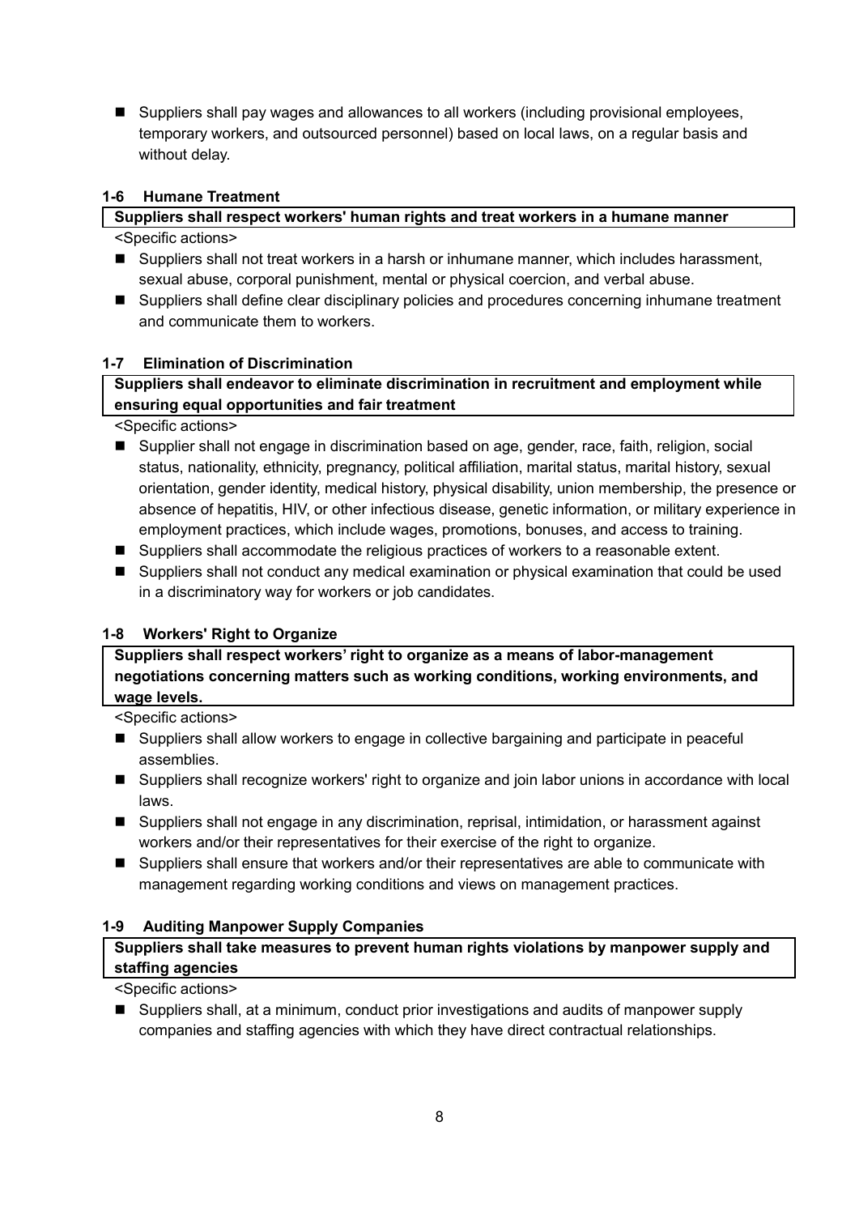- Suppliers shall pay wages and allowances to all workers (including provisional employees, temporary workers, and outsourced personnel) based on local laws, on a regular basis and without delay.

### 1-6 Humane Treatment

**Suppliers shall respect workers' human rights and treat workers in a humane manner**

<Specific actions>

- Suppliers shall not treat workers in a harsh or inhumane manner, which includes harassment, sexual abuse, corporal punishment, mental or physical coercion, and verbal abuse.
- Suppliers shall define clear disciplinary policies and procedures concerning inhumane treatment and communicate them to workers.

### 1-7 Elimination of Discrimination

**Suppliers shall endeavor to eliminate discrimination in recruitment and employment while ensuring equal opportunities and fair treatment**

<Specific actions>

- Supplier shall not engage in discrimination based on age, gender, race, faith, religion, social status, nationality, ethnicity, pregnancy, political affiliation, marital status, marital history, sexual orientation, gender identity, medical history, physical disability, union membership, the presence or absence of hepatitis, HIV, or other infectious disease, genetic information, or military experience in employment practices, which include wages, promotions, bonuses, and access to training.
- Suppliers shall accommodate the religious practices of workers to a reasonable extent.
- Suppliers shall not conduct any medical examination or physical examination that could be used in a discriminatory way for workers or job candidates.

### 1-8 Workers' Right to Organize

**Suppliers shall respect workers' right to organize as a means of labor-management negotiations concerning matters such as working conditions, working environments, and wage levels.**

<Specific actions>

- Suppliers shall allow workers to engage in collective bargaining and participate in peaceful assemblies.
- Suppliers shall recognize workers' right to organize and join labor unions in accordance with local laws.
- Suppliers shall not engage in any discrimination, reprisal, intimidation, or harassment against workers and/or their representatives for their exercise of the right to organize.
- Suppliers shall ensure that workers and/or their representatives are able to communicate with management regarding working conditions and views on management practices.

### 1-9 Auditing Manpower Supply Companies

**Suppliers shall take measures to prevent human rights violations by manpower supply and staffing agencies**

<Specific actions>

- Suppliers shall, at a minimum, conduct prior investigations and audits of manpower supply companies and staffing agencies with which they have direct contractual relationships.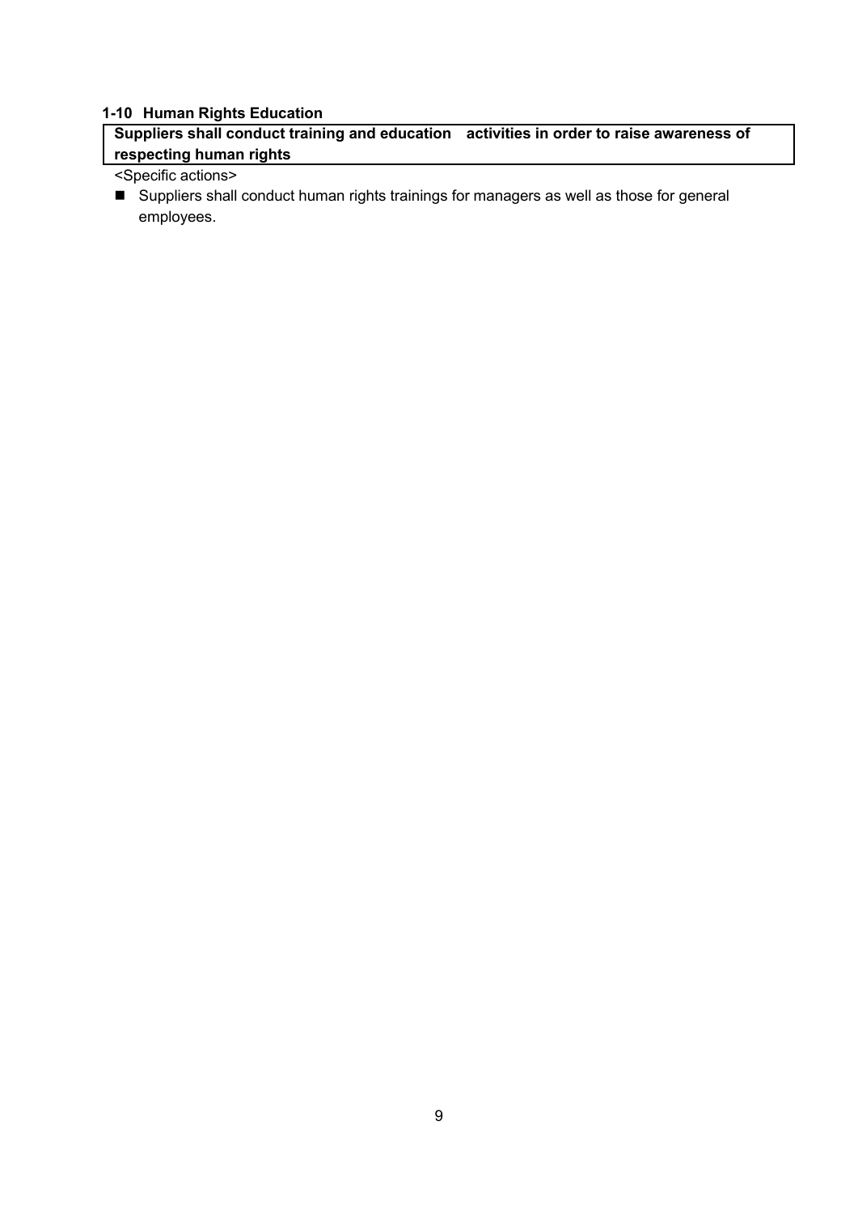### 1-10 Human Rights Education

**Suppliers shall conduct training and education activities in order to raise awareness of respecting human rights**

<Specific actions>

- Suppliers shall conduct human rights trainings for managers as well as those for general employees.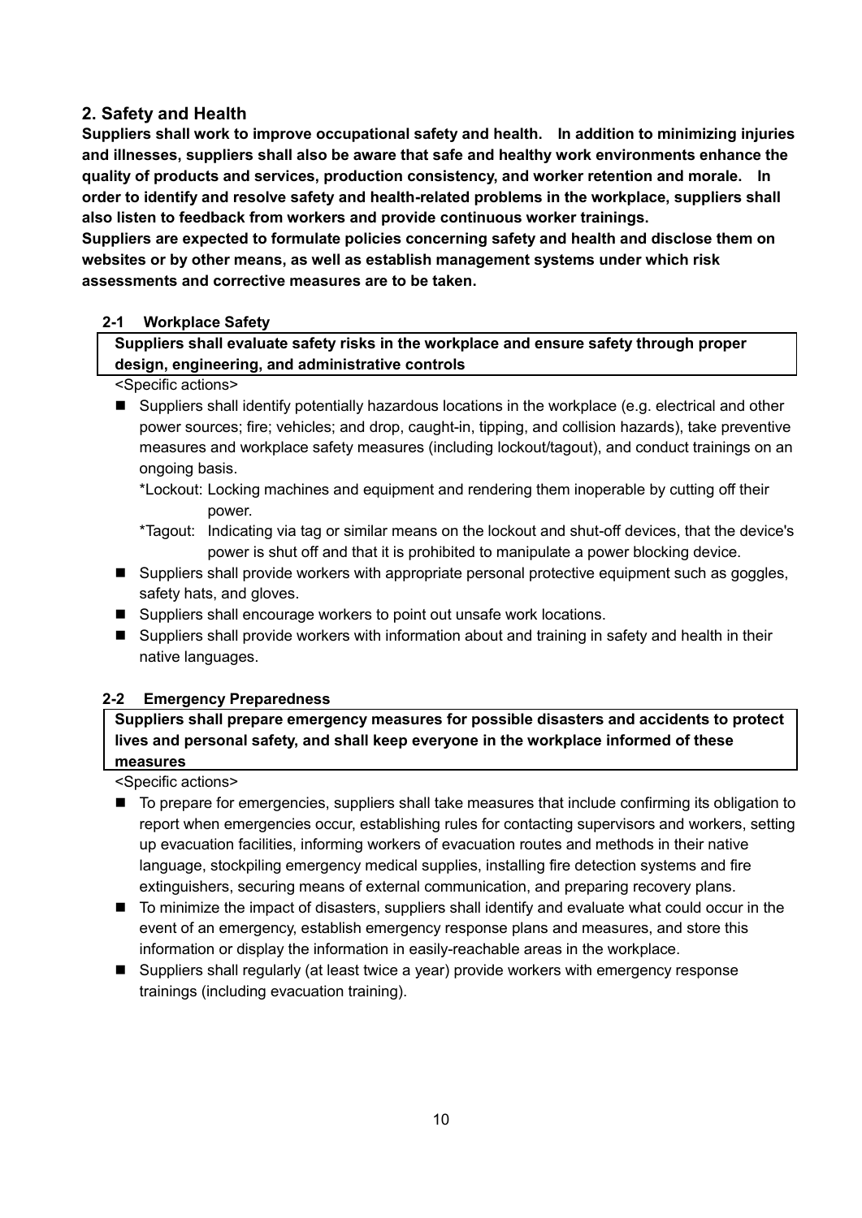## 2. Safety and Health

**Suppliers shall work to improve occupational safety and health. In addition to minimizing injuries and illnesses, suppliers shall also be aware that safe and healthy work environments enhance the quality of products and services, production consistency, and worker retention and morale. In order to identify and resolve safety and health-related problems in the workplace, suppliers shall also listen to feedback from workers and provide continuous worker trainings.**
**Suppliers are expected to formulate policies concerning safety and health and disclose them on websites or by other means, as well as establish management systems under which risk assessments and corrective measures are to be taken.**

### 2-1 Workplace Safety

**Suppliers shall evaluate safety risks in the workplace and ensure safety through proper design, engineering, and administrative controls**

<Specific actions>

- Suppliers shall identify potentially hazardous locations in the workplace (e.g. electrical and other power sources; fire; vehicles; and drop, caught-in, tipping, and collision hazards), take preventive measures and workplace safety measures (including lockout/tagout), and conduct trainings on an ongoing basis.
  - *Lockout: Locking machines and equipment and rendering them inoperable by cutting off their power.
  - *Tagout: Indicating via tag or similar means on the lockout and shut-off devices, that the device's power is shut off and that it is prohibited to manipulate a power blocking device.
- Suppliers shall provide workers with appropriate personal protective equipment such as goggles, safety hats, and gloves.
- Suppliers shall encourage workers to point out unsafe work locations.
- Suppliers shall provide workers with information about and training in safety and health in their native languages.

### 2-2 Emergency Preparedness

**Suppliers shall prepare emergency measures for possible disasters and accidents to protect lives and personal safety, and shall keep everyone in the workplace informed of these measures**

<Specific actions>

- To prepare for emergencies, suppliers shall take measures that include confirming its obligation to report when emergencies occur, establishing rules for contacting supervisors and workers, setting up evacuation facilities, informing workers of evacuation routes and methods in their native language, stockpiling emergency medical supplies, installing fire detection systems and fire extinguishers, securing means of external communication, and preparing recovery plans.
- To minimize the impact of disasters, suppliers shall identify and evaluate what could occur in the event of an emergency, establish emergency response plans and measures, and store this information or display the information in easily-reachable areas in the workplace.
- Suppliers shall regularly (at least twice a year) provide workers with emergency response trainings (including evacuation training).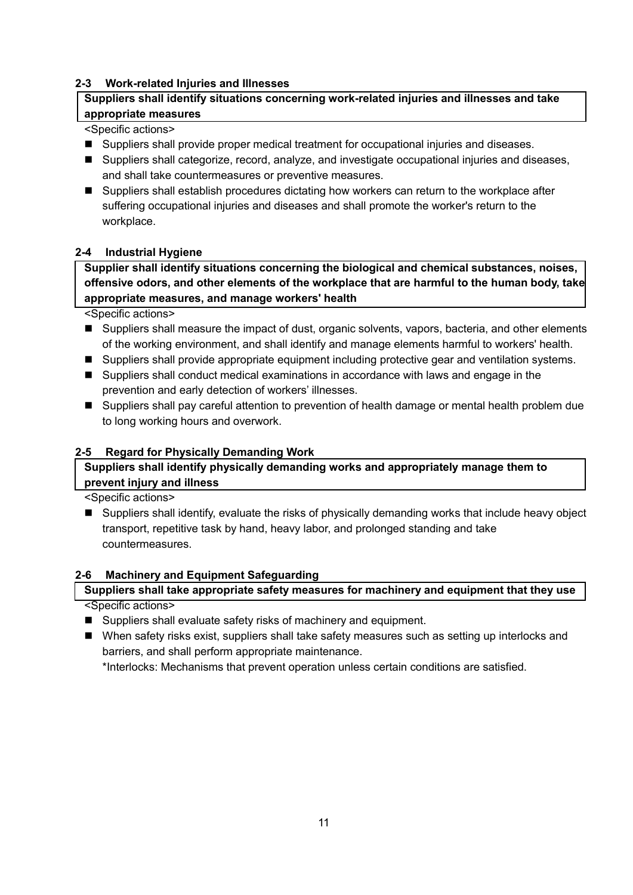### 2-3 Work-related Injuries and Illnesses

**Suppliers shall identify situations concerning work-related injuries and illnesses and take appropriate measures**

<Specific actions>

- Suppliers shall provide proper medical treatment for occupational injuries and diseases.
- Suppliers shall categorize, record, analyze, and investigate occupational injuries and diseases, and shall take countermeasures or preventive measures.
- Suppliers shall establish procedures dictating how workers can return to the workplace after suffering occupational injuries and diseases and shall promote the worker's return to the workplace.

### 2-4 Industrial Hygiene

**Supplier shall identify situations concerning the biological and chemical substances, noises, offensive odors, and other elements of the workplace that are harmful to the human body, take appropriate measures, and manage workers' health**

<Specific actions>

- Suppliers shall measure the impact of dust, organic solvents, vapors, bacteria, and other elements of the working environment, and shall identify and manage elements harmful to workers' health.
- Suppliers shall provide appropriate equipment including protective gear and ventilation systems.
- Suppliers shall conduct medical examinations in accordance with laws and engage in the prevention and early detection of workers' illnesses.
- Suppliers shall pay careful attention to prevention of health damage or mental health problem due to long working hours and overwork.

### 2-5 Regard for Physically Demanding Work

**Suppliers shall identify physically demanding works and appropriately manage them to prevent injury and illness**

<Specific actions>

- Suppliers shall identify, evaluate the risks of physically demanding works that include heavy object transport, repetitive task by hand, heavy labor, and prolonged standing and take countermeasures.

### 2-6 Machinery and Equipment Safeguarding

**Suppliers shall take appropriate safety measures for machinery and equipment that they use**

<Specific actions>

- Suppliers shall evaluate safety risks of machinery and equipment.
- When safety risks exist, suppliers shall take safety measures such as setting up interlocks and barriers, and shall perform appropriate maintenance.
  *Interlocks: Mechanisms that prevent operation unless certain conditions are satisfied.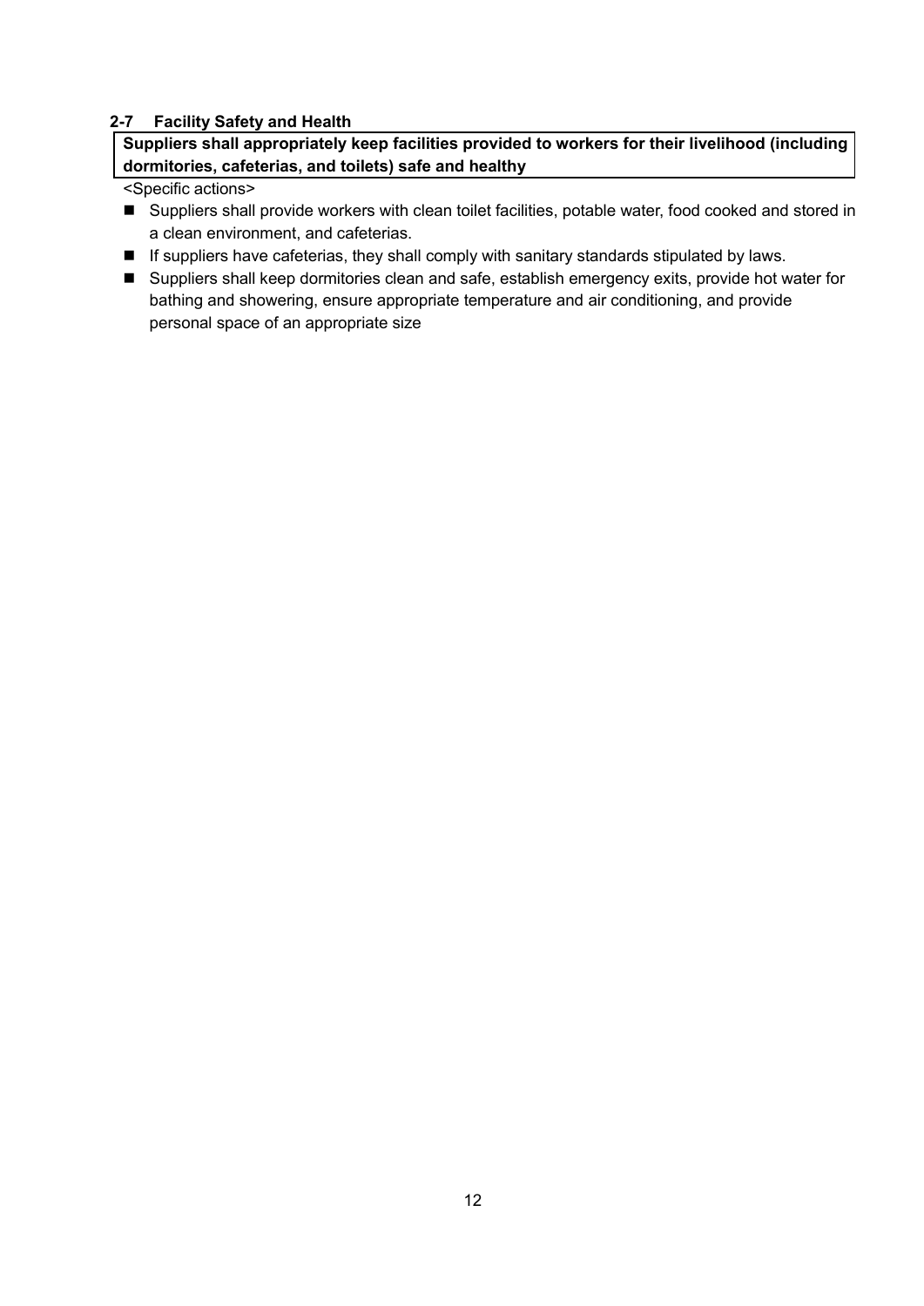### 2-7 Facility Safety and Health

**Suppliers shall appropriately keep facilities provided to workers for their livelihood (including dormitories, cafeterias, and toilets) safe and healthy**

<Specific actions>

- Suppliers shall provide workers with clean toilet facilities, potable water, food cooked and stored in a clean environment, and cafeterias.
- If suppliers have cafeterias, they shall comply with sanitary standards stipulated by laws.
- Suppliers shall keep dormitories clean and safe, establish emergency exits, provide hot water for bathing and showering, ensure appropriate temperature and air conditioning, and provide personal space of an appropriate size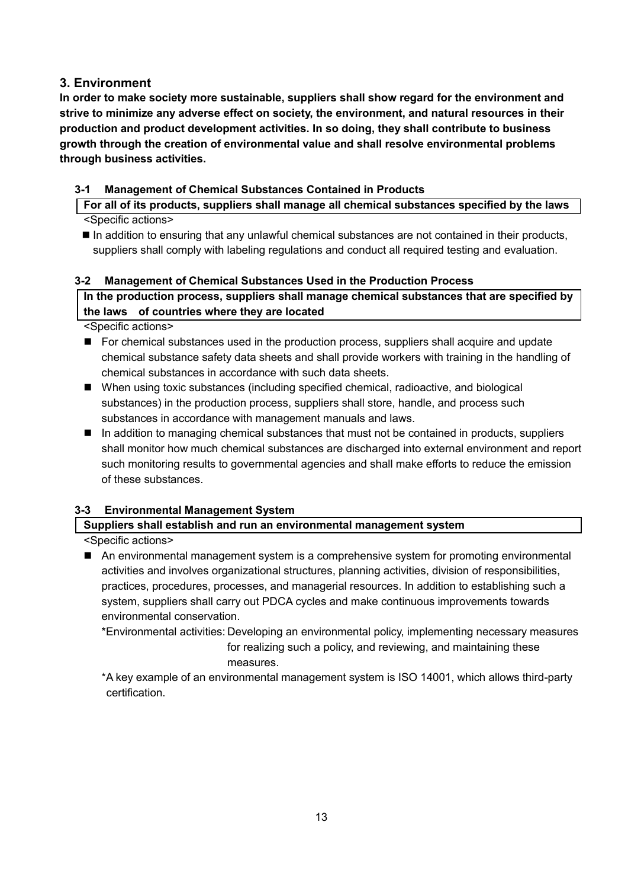## 3. Environment

**In order to make society more sustainable, suppliers shall show regard for the environment and strive to minimize any adverse effect on society, the environment, and natural resources in their production and product development activities. In so doing, they shall contribute to business growth through the creation of environmental value and shall resolve environmental problems through business activities.**

### 3-1 Management of Chemical Substances Contained in Products

**For all of its products, suppliers shall manage all chemical substances specified by the laws**

<Specific actions>

- In addition to ensuring that any unlawful chemical substances are not contained in their products, suppliers shall comply with labeling regulations and conduct all required testing and evaluation.

### 3-2 Management of Chemical Substances Used in the Production Process

**In the production process, suppliers shall manage chemical substances that are specified by the laws of countries where they are located**

<Specific actions>

- For chemical substances used in the production process, suppliers shall acquire and update chemical substance safety data sheets and shall provide workers with training in the handling of chemical substances in accordance with such data sheets.
- When using toxic substances (including specified chemical, radioactive, and biological substances) in the production process, suppliers shall store, handle, and process such substances in accordance with management manuals and laws.
- In addition to managing chemical substances that must not be contained in products, suppliers shall monitor how much chemical substances are discharged into external environment and report such monitoring results to governmental agencies and shall make efforts to reduce the emission of these substances.

### 3-3 Environmental Management System

**Suppliers shall establish and run an environmental management system**

<Specific actions>

- An environmental management system is a comprehensive system for promoting environmental activities and involves organizational structures, planning activities, division of responsibilities, practices, procedures, processes, and managerial resources. In addition to establishing such a system, suppliers shall carry out PDCA cycles and make continuous improvements towards environmental conservation.

  *Environmental activities: Developing an environmental policy, implementing necessary measures for realizing such a policy, and reviewing, and maintaining these measures.

  *A key example of an environmental management system is ISO 14001, which allows third-party certification.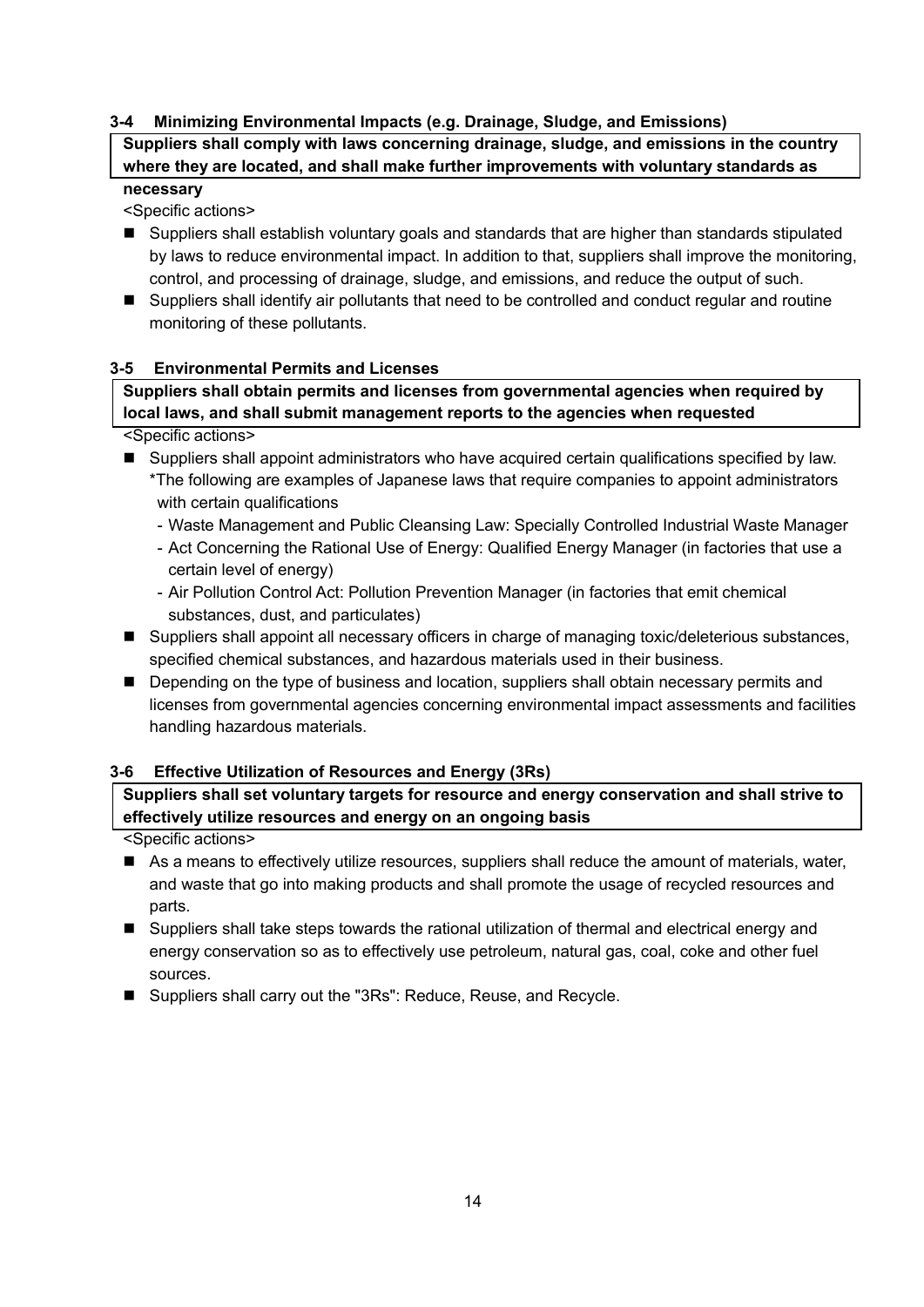### 3-4 Minimizing Environmental Impacts (e.g. Drainage, Sludge, and Emissions)

**Suppliers shall comply with laws concerning drainage, sludge, and emissions in the country where they are located, and shall make further improvements with voluntary standards as necessary**

<Specific actions>

- Suppliers shall establish voluntary goals and standards that are higher than standards stipulated by laws to reduce environmental impact. In addition to that, suppliers shall improve the monitoring, control, and processing of drainage, sludge, and emissions, and reduce the output of such.
- Suppliers shall identify air pollutants that need to be controlled and conduct regular and routine monitoring of these pollutants.

### 3-5 Environmental Permits and Licenses

**Suppliers shall obtain permits and licenses from governmental agencies when required by local laws, and shall submit management reports to the agencies when requested**

<Specific actions>

- Suppliers shall appoint administrators who have acquired certain qualifications specified by law.
  *The following are examples of Japanese laws that require companies to appoint administrators with certain qualifications
  - Waste Management and Public Cleansing Law: Specially Controlled Industrial Waste Manager
  - Act Concerning the Rational Use of Energy: Qualified Energy Manager (in factories that use a certain level of energy)
  - Air Pollution Control Act: Pollution Prevention Manager (in factories that emit chemical substances, dust, and particulates)
- Suppliers shall appoint all necessary officers in charge of managing toxic/deleterious substances, specified chemical substances, and hazardous materials used in their business.
- Depending on the type of business and location, suppliers shall obtain necessary permits and licenses from governmental agencies concerning environmental impact assessments and facilities handling hazardous materials.

### 3-6 Effective Utilization of Resources and Energy (3Rs)

**Suppliers shall set voluntary targets for resource and energy conservation and shall strive to effectively utilize resources and energy on an ongoing basis**

<Specific actions>

- As a means to effectively utilize resources, suppliers shall reduce the amount of materials, water, and waste that go into making products and shall promote the usage of recycled resources and parts.
- Suppliers shall take steps towards the rational utilization of thermal and electrical energy and energy conservation so as to effectively use petroleum, natural gas, coal, coke and other fuel sources.
- Suppliers shall carry out the "3Rs": Reduce, Reuse, and Recycle.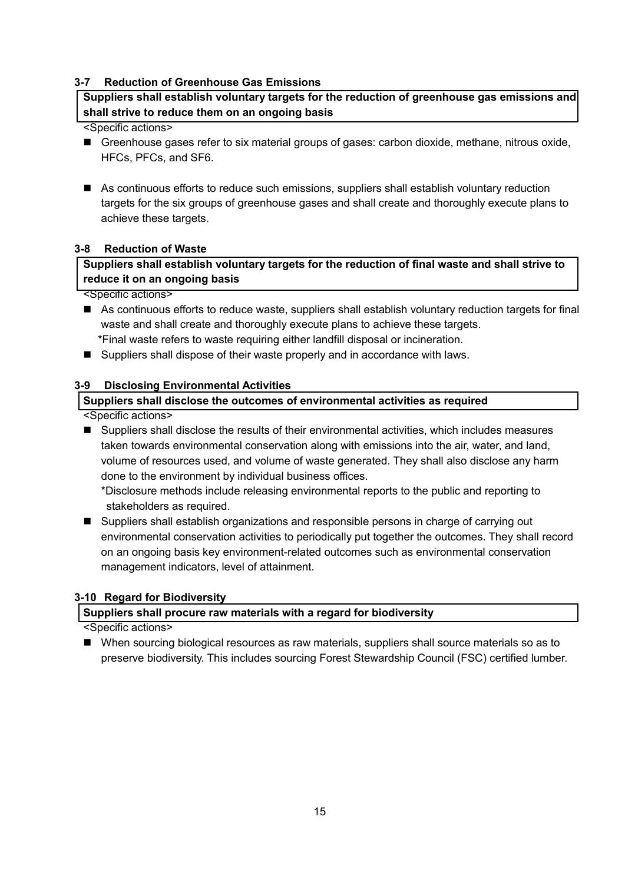### 3-7 Reduction of Greenhouse Gas Emissions

**Suppliers shall establish voluntary targets for the reduction of greenhouse gas emissions and shall strive to reduce them on an ongoing basis**

<Specific actions>

- Greenhouse gases refer to six material groups of gases: carbon dioxide, methane, nitrous oxide, HFCs, PFCs, and SF6.
- As continuous efforts to reduce such emissions, suppliers shall establish voluntary reduction targets for the six groups of greenhouse gases and shall create and thoroughly execute plans to achieve these targets.

### 3-8 Reduction of Waste

**Suppliers shall establish voluntary targets for the reduction of final waste and shall strive to reduce it on an ongoing basis**

<Specific actions>

- As continuous efforts to reduce waste, suppliers shall establish voluntary reduction targets for final waste and shall create and thoroughly execute plans to achieve these targets.
  *Final waste refers to waste requiring either landfill disposal or incineration.
- Suppliers shall dispose of their waste properly and in accordance with laws.

### 3-9 Disclosing Environmental Activities

**Suppliers shall disclose the outcomes of environmental activities as required**

<Specific actions>

- Suppliers shall disclose the results of their environmental activities, which includes measures taken towards environmental conservation along with emissions into the air, water, and land, volume of resources used, and volume of waste generated. They shall also disclose any harm done to the environment by individual business offices.
  *Disclosure methods include releasing environmental reports to the public and reporting to stakeholders as required.
- Suppliers shall establish organizations and responsible persons in charge of carrying out environmental conservation activities to periodically put together the outcomes. They shall record on an ongoing basis key environment-related outcomes such as environmental conservation management indicators, level of attainment.

### 3-10 Regard for Biodiversity

**Suppliers shall procure raw materials with a regard for biodiversity**

<Specific actions>

- When sourcing biological resources as raw materials, suppliers shall source materials so as to preserve biodiversity. This includes sourcing Forest Stewardship Council (FSC) certified lumber.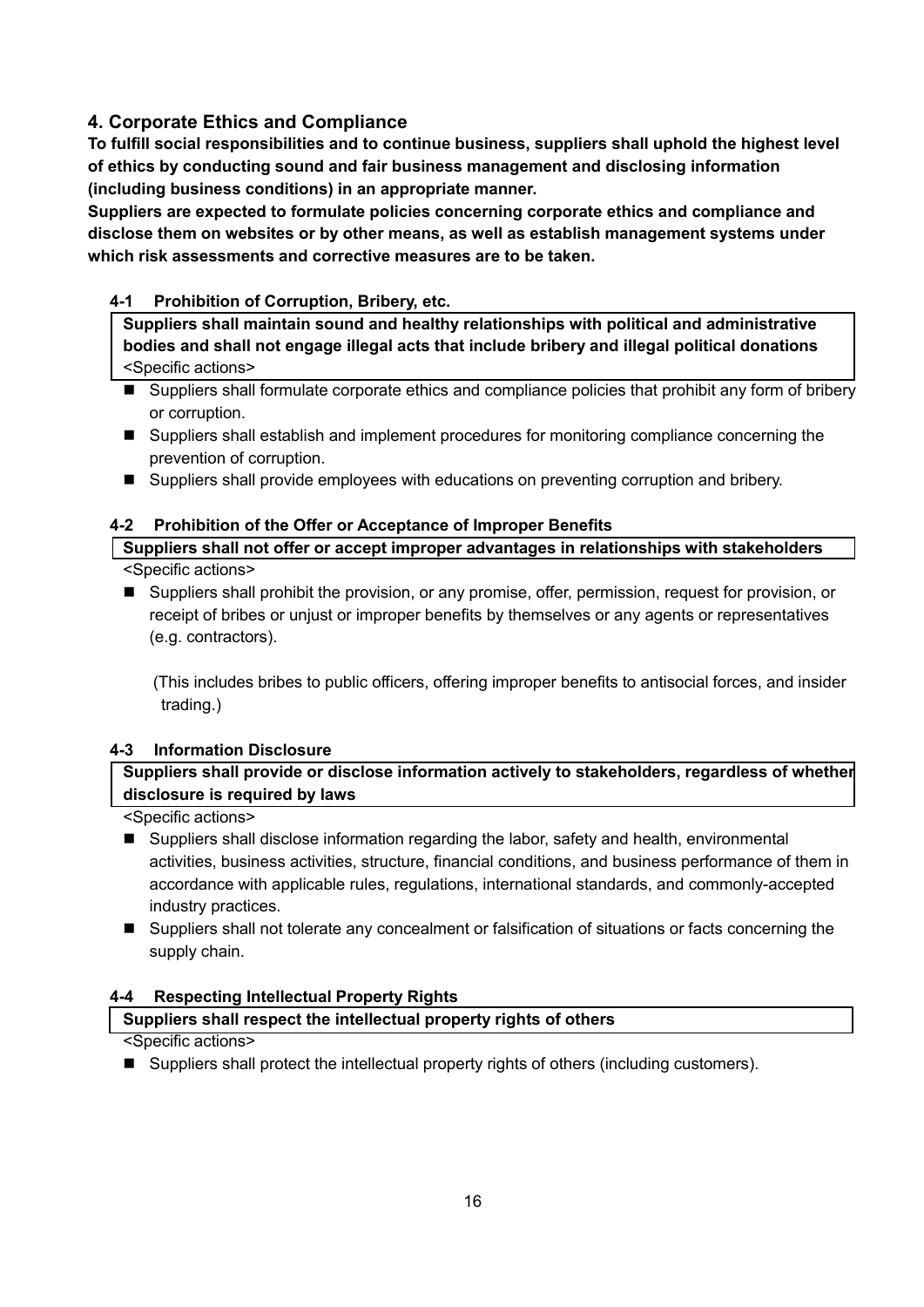## 4. Corporate Ethics and Compliance

**To fulfill social responsibilities and to continue business, suppliers shall uphold the highest level of ethics by conducting sound and fair business management and disclosing information (including business conditions) in an appropriate manner.**

**Suppliers are expected to formulate policies concerning corporate ethics and compliance and disclose them on websites or by other means, as well as establish management systems under which risk assessments and corrective measures are to be taken.**

### 4-1 Prohibition of Corruption, Bribery, etc.

**Suppliers shall maintain sound and healthy relationships with political and administrative bodies and shall not engage illegal acts that include bribery and illegal political donations**

<Specific actions>

- Suppliers shall formulate corporate ethics and compliance policies that prohibit any form of bribery or corruption.
- Suppliers shall establish and implement procedures for monitoring compliance concerning the prevention of corruption.
- Suppliers shall provide employees with educations on preventing corruption and bribery.

### 4-2 Prohibition of the Offer or Acceptance of Improper Benefits

**Suppliers shall not offer or accept improper advantages in relationships with stakeholders**

<Specific actions>

- Suppliers shall prohibit the provision, or any promise, offer, permission, request for provision, or receipt of bribes or unjust or improper benefits by themselves or any agents or representatives (e.g. contractors).

  (This includes bribes to public officers, offering improper benefits to antisocial forces, and insider trading.)

### 4-3 Information Disclosure

**Suppliers shall provide or disclose information actively to stakeholders, regardless of whether disclosure is required by laws**

<Specific actions>

- Suppliers shall disclose information regarding the labor, safety and health, environmental activities, business activities, structure, financial conditions, and business performance of them in accordance with applicable rules, regulations, international standards, and commonly-accepted industry practices.
- Suppliers shall not tolerate any concealment or falsification of situations or facts concerning the supply chain.

### 4-4 Respecting Intellectual Property Rights

**Suppliers shall respect the intellectual property rights of others**

<Specific actions>

- Suppliers shall protect the intellectual property rights of others (including customers).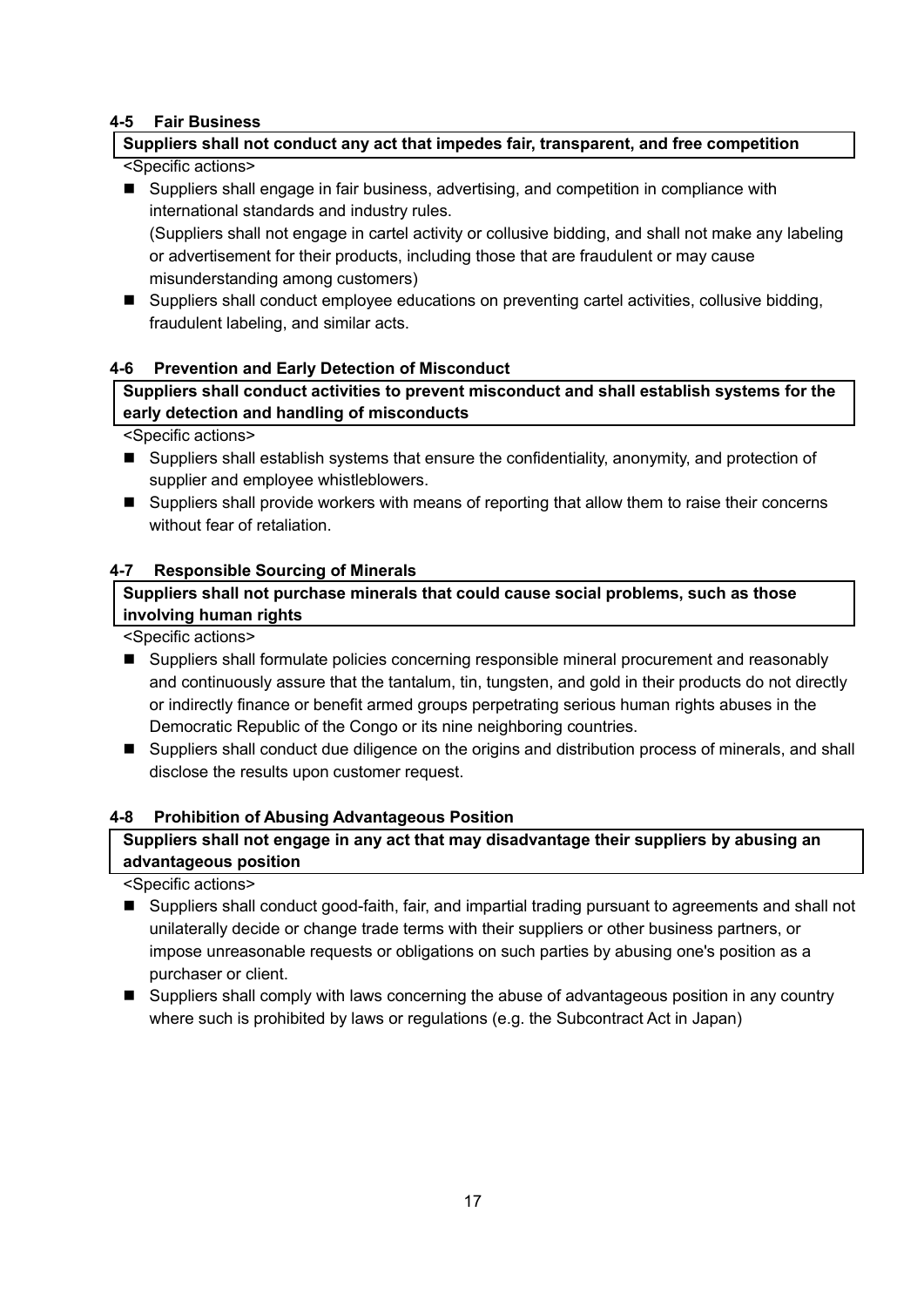### 4-5 Fair Business

**Suppliers shall not conduct any act that impedes fair, transparent, and free competition**

<Specific actions>

- Suppliers shall engage in fair business, advertising, and competition in compliance with international standards and industry rules.
  (Suppliers shall not engage in cartel activity or collusive bidding, and shall not make any labeling or advertisement for their products, including those that are fraudulent or may cause misunderstanding among customers)
- Suppliers shall conduct employee educations on preventing cartel activities, collusive bidding, fraudulent labeling, and similar acts.

### 4-6 Prevention and Early Detection of Misconduct

**Suppliers shall conduct activities to prevent misconduct and shall establish systems for the early detection and handling of misconducts**

<Specific actions>

- Suppliers shall establish systems that ensure the confidentiality, anonymity, and protection of supplier and employee whistleblowers.
- Suppliers shall provide workers with means of reporting that allow them to raise their concerns without fear of retaliation.

### 4-7 Responsible Sourcing of Minerals

**Suppliers shall not purchase minerals that could cause social problems, such as those involving human rights**

<Specific actions>

- Suppliers shall formulate policies concerning responsible mineral procurement and reasonably and continuously assure that the tantalum, tin, tungsten, and gold in their products do not directly or indirectly finance or benefit armed groups perpetrating serious human rights abuses in the Democratic Republic of the Congo or its nine neighboring countries.
- Suppliers shall conduct due diligence on the origins and distribution process of minerals, and shall disclose the results upon customer request.

### 4-8 Prohibition of Abusing Advantageous Position

**Suppliers shall not engage in any act that may disadvantage their suppliers by abusing an advantageous position**

<Specific actions>

- Suppliers shall conduct good-faith, fair, and impartial trading pursuant to agreements and shall not unilaterally decide or change trade terms with their suppliers or other business partners, or impose unreasonable requests or obligations on such parties by abusing one's position as a purchaser or client.
- Suppliers shall comply with laws concerning the abuse of advantageous position in any country where such is prohibited by laws or regulations (e.g. the Subcontract Act in Japan)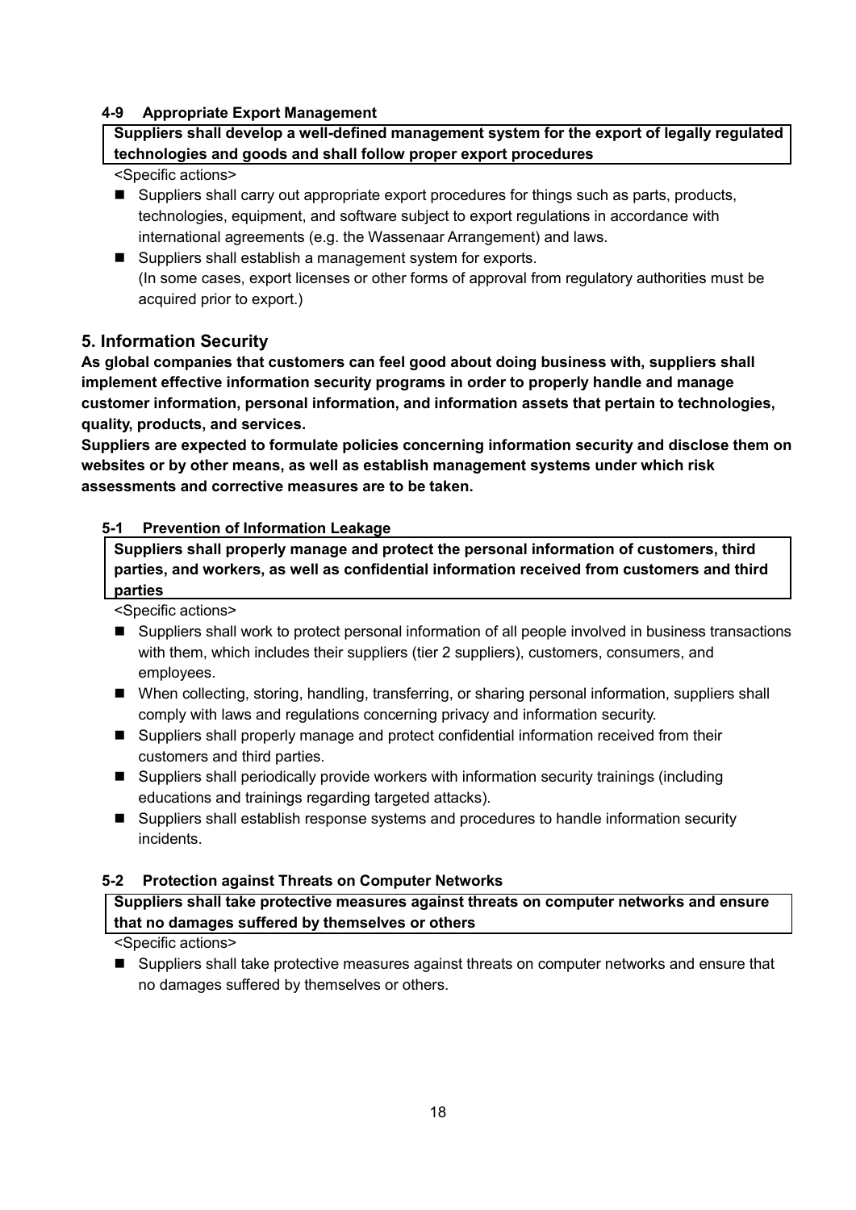### 4-9 Appropriate Export Management

**Suppliers shall develop a well-defined management system for the export of legally regulated technologies and goods and shall follow proper export procedures**

<Specific actions>

- Suppliers shall carry out appropriate export procedures for things such as parts, products, technologies, equipment, and software subject to export regulations in accordance with international agreements (e.g. the Wassenaar Arrangement) and laws.
- Suppliers shall establish a management system for exports.
  (In some cases, export licenses or other forms of approval from regulatory authorities must be acquired prior to export.)

## 5. Information Security

**As global companies that customers can feel good about doing business with, suppliers shall implement effective information security programs in order to properly handle and manage customer information, personal information, and information assets that pertain to technologies, quality, products, and services.**

**Suppliers are expected to formulate policies concerning information security and disclose them on websites or by other means, as well as establish management systems under which risk assessments and corrective measures are to be taken.**

### 5-1 Prevention of Information Leakage

**Suppliers shall properly manage and protect the personal information of customers, third parties, and workers, as well as confidential information received from customers and third parties**

<Specific actions>

- Suppliers shall work to protect personal information of all people involved in business transactions with them, which includes their suppliers (tier 2 suppliers), customers, consumers, and employees.
- When collecting, storing, handling, transferring, or sharing personal information, suppliers shall comply with laws and regulations concerning privacy and information security.
- Suppliers shall properly manage and protect confidential information received from their customers and third parties.
- Suppliers shall periodically provide workers with information security trainings (including educations and trainings regarding targeted attacks).
- Suppliers shall establish response systems and procedures to handle information security incidents.

### 5-2 Protection against Threats on Computer Networks

**Suppliers shall take protective measures against threats on computer networks and ensure that no damages suffered by themselves or others**

<Specific actions>

- Suppliers shall take protective measures against threats on computer networks and ensure that no damages suffered by themselves or others.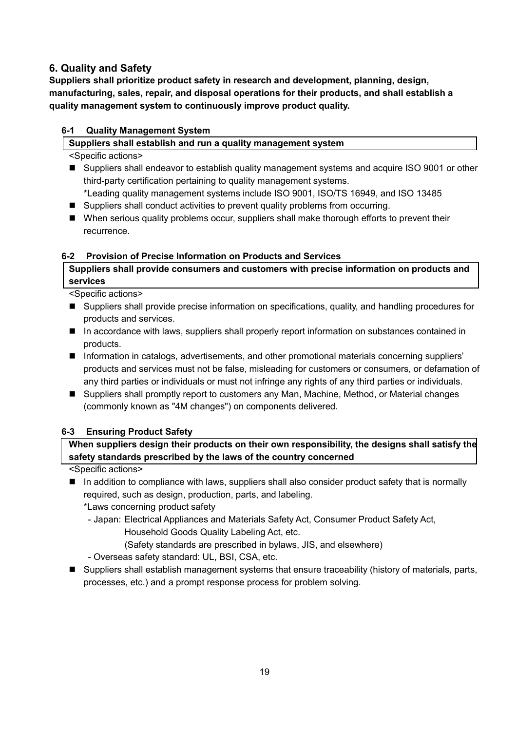## 6. Quality and Safety

**Suppliers shall prioritize product safety in research and development, planning, design, manufacturing, sales, repair, and disposal operations for their products, and shall establish a quality management system to continuously improve product quality.**

### 6-1 Quality Management System

**Suppliers shall establish and run a quality management system**

<Specific actions>

- Suppliers shall endeavor to establish quality management systems and acquire ISO 9001 or other third-party certification pertaining to quality management systems.
  *Leading quality management systems include ISO 9001, ISO/TS 16949, and ISO 13485
- Suppliers shall conduct activities to prevent quality problems from occurring.
- When serious quality problems occur, suppliers shall make thorough efforts to prevent their recurrence.

### 6-2 Provision of Precise Information on Products and Services

**Suppliers shall provide consumers and customers with precise information on products and services**

<Specific actions>

- Suppliers shall provide precise information on specifications, quality, and handling procedures for products and services.
- In accordance with laws, suppliers shall properly report information on substances contained in products.
- Information in catalogs, advertisements, and other promotional materials concerning suppliers' products and services must not be false, misleading for customers or consumers, or defamation of any third parties or individuals or must not infringe any rights of any third parties or individuals.
- Suppliers shall promptly report to customers any Man, Machine, Method, or Material changes (commonly known as "4M changes") on components delivered.

### 6-3 Ensuring Product Safety

**When suppliers design their products on their own responsibility, the designs shall satisfy the safety standards prescribed by the laws of the country concerned**

<Specific actions>

- In addition to compliance with laws, suppliers shall also consider product safety that is normally required, such as design, production, parts, and labeling.
  *Laws concerning product safety
  - Japan: Electrical Appliances and Materials Safety Act, Consumer Product Safety Act, Household Goods Quality Labeling Act, etc.
    (Safety standards are prescribed in bylaws, JIS, and elsewhere)
  - Overseas safety standard: UL, BSI, CSA, etc.
- Suppliers shall establish management systems that ensure traceability (history of materials, parts, processes, etc.) and a prompt response process for problem solving.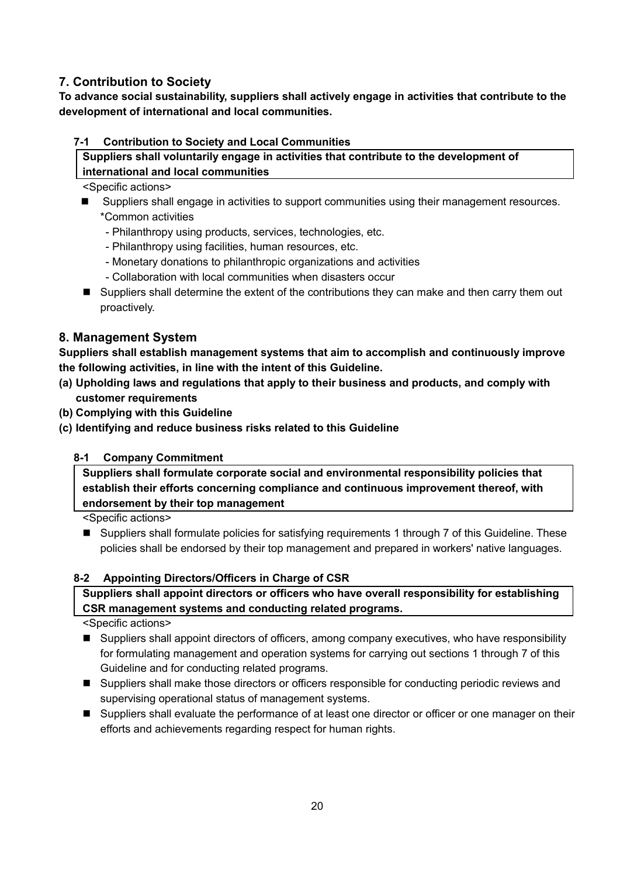## 7. Contribution to Society

**To advance social sustainability, suppliers shall actively engage in activities that contribute to the development of international and local communities.**

### 7-1 Contribution to Society and Local Communities

**Suppliers shall voluntarily engage in activities that contribute to the development of international and local communities**

<Specific actions>

- Suppliers shall engage in activities to support communities using their management resources.
  *Common activities
  - Philanthropy using products, services, technologies, etc.
  - Philanthropy using facilities, human resources, etc.
  - Monetary donations to philanthropic organizations and activities
  - Collaboration with local communities when disasters occur
- Suppliers shall determine the extent of the contributions they can make and then carry them out proactively.

## 8. Management System

**Suppliers shall establish management systems that aim to accomplish and continuously improve the following activities, in line with the intent of this Guideline.**

**(a) Upholding laws and regulations that apply to their business and products, and comply with customer requirements**

**(b) Complying with this Guideline**

**(c) Identifying and reduce business risks related to this Guideline**

### 8-1 Company Commitment

**Suppliers shall formulate corporate social and environmental responsibility policies that establish their efforts concerning compliance and continuous improvement thereof, with endorsement by their top management**

<Specific actions>

- Suppliers shall formulate policies for satisfying requirements 1 through 7 of this Guideline. These policies shall be endorsed by their top management and prepared in workers' native languages.

### 8-2 Appointing Directors/Officers in Charge of CSR

**Suppliers shall appoint directors or officers who have overall responsibility for establishing CSR management systems and conducting related programs.**

<Specific actions>

- Suppliers shall appoint directors of officers, among company executives, who have responsibility for formulating management and operation systems for carrying out sections 1 through 7 of this Guideline and for conducting related programs.
- Suppliers shall make those directors or officers responsible for conducting periodic reviews and supervising operational status of management systems.
- Suppliers shall evaluate the performance of at least one director or officer or one manager on their efforts and achievements regarding respect for human rights.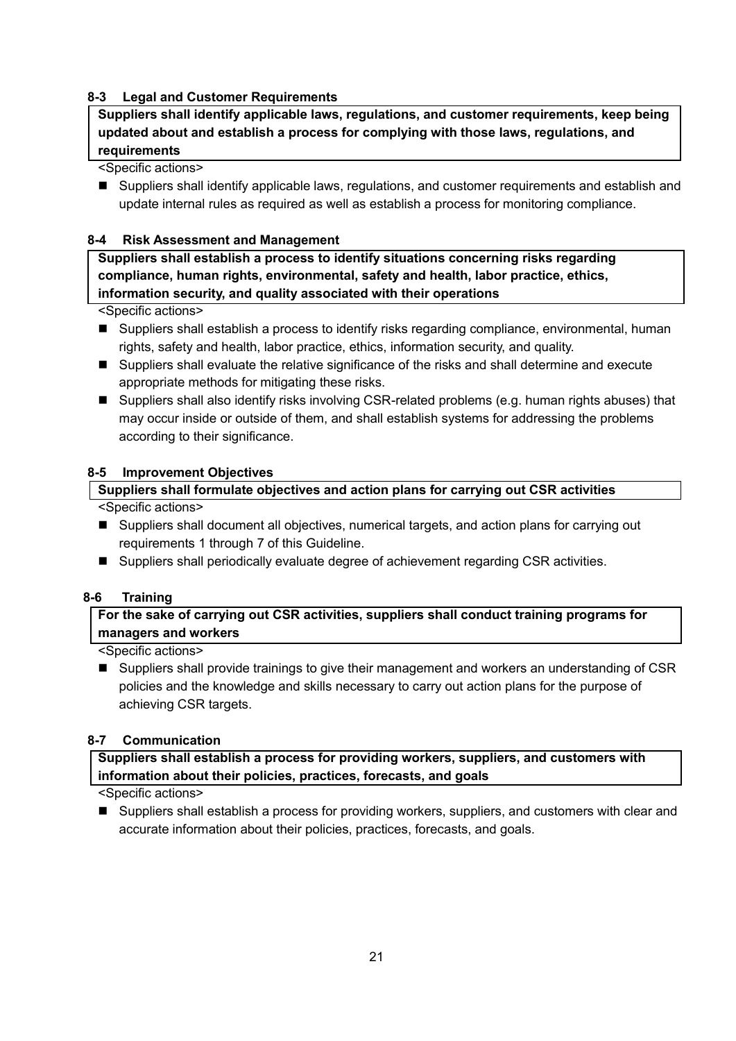### 8-3 Legal and Customer Requirements

**Suppliers shall identify applicable laws, regulations, and customer requirements, keep being updated about and establish a process for complying with those laws, regulations, and requirements**

<Specific actions>

- Suppliers shall identify applicable laws, regulations, and customer requirements and establish and update internal rules as required as well as establish a process for monitoring compliance.

### 8-4 Risk Assessment and Management

**Suppliers shall establish a process to identify situations concerning risks regarding compliance, human rights, environmental, safety and health, labor practice, ethics, information security, and quality associated with their operations**

<Specific actions>

- Suppliers shall establish a process to identify risks regarding compliance, environmental, human rights, safety and health, labor practice, ethics, information security, and quality.
- Suppliers shall evaluate the relative significance of the risks and shall determine and execute appropriate methods for mitigating these risks.
- Suppliers shall also identify risks involving CSR-related problems (e.g. human rights abuses) that may occur inside or outside of them, and shall establish systems for addressing the problems according to their significance.

### 8-5 Improvement Objectives

**Suppliers shall formulate objectives and action plans for carrying out CSR activities**

<Specific actions>

- Suppliers shall document all objectives, numerical targets, and action plans for carrying out requirements 1 through 7 of this Guideline.
- Suppliers shall periodically evaluate degree of achievement regarding CSR activities.

### 8-6 Training

**For the sake of carrying out CSR activities, suppliers shall conduct training programs for managers and workers**

<Specific actions>

- Suppliers shall provide trainings to give their management and workers an understanding of CSR policies and the knowledge and skills necessary to carry out action plans for the purpose of achieving CSR targets.

### 8-7 Communication

**Suppliers shall establish a process for providing workers, suppliers, and customers with information about their policies, practices, forecasts, and goals**

<Specific actions>

- Suppliers shall establish a process for providing workers, suppliers, and customers with clear and accurate information about their policies, practices, forecasts, and goals.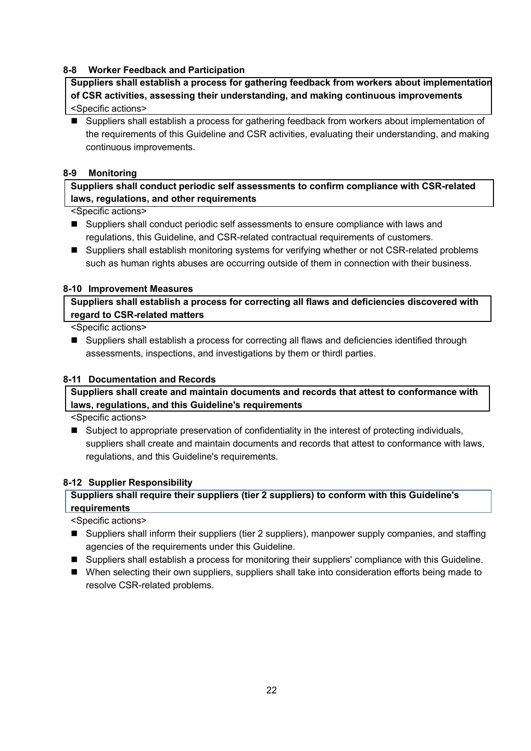### 8-8 Worker Feedback and Participation

**Suppliers shall establish a process for gathering feedback from workers about implementation of CSR activities, assessing their understanding, and making continuous improvements**

<Specific actions>

- Suppliers shall establish a process for gathering feedback from workers about implementation of the requirements of this Guideline and CSR activities, evaluating their understanding, and making continuous improvements.

### 8-9 Monitoring

**Suppliers shall conduct periodic self assessments to confirm compliance with CSR-related laws, regulations, and other requirements**

<Specific actions>

- Suppliers shall conduct periodic self assessments to ensure compliance with laws and regulations, this Guideline, and CSR-related contractual requirements of customers.
- Suppliers shall establish monitoring systems for verifying whether or not CSR-related problems such as human rights abuses are occurring outside of them in connection with their business.

### 8-10 Improvement Measures

**Suppliers shall establish a process for correcting all flaws and deficiencies discovered with regard to CSR-related matters**

<Specific actions>

- Suppliers shall establish a process for correcting all flaws and deficiencies identified through assessments, inspections, and investigations by them or thirdl parties.

### 8-11 Documentation and Records

**Suppliers shall create and maintain documents and records that attest to conformance with laws, regulations, and this Guideline's requirements**

<Specific actions>

- Subject to appropriate preservation of confidentiality in the interest of protecting individuals, suppliers shall create and maintain documents and records that attest to conformance with laws, regulations, and this Guideline's requirements.

### 8-12 Supplier Responsibility

**Suppliers shall require their suppliers (tier 2 suppliers) to conform with this Guideline's requirements**

<Specific actions>

- Suppliers shall inform their suppliers (tier 2 suppliers), manpower supply companies, and staffing agencies of the requirements under this Guideline.
- Suppliers shall establish a process for monitoring their suppliers' compliance with this Guideline.
- When selecting their own suppliers, suppliers shall take into consideration efforts being made to resolve CSR-related problems.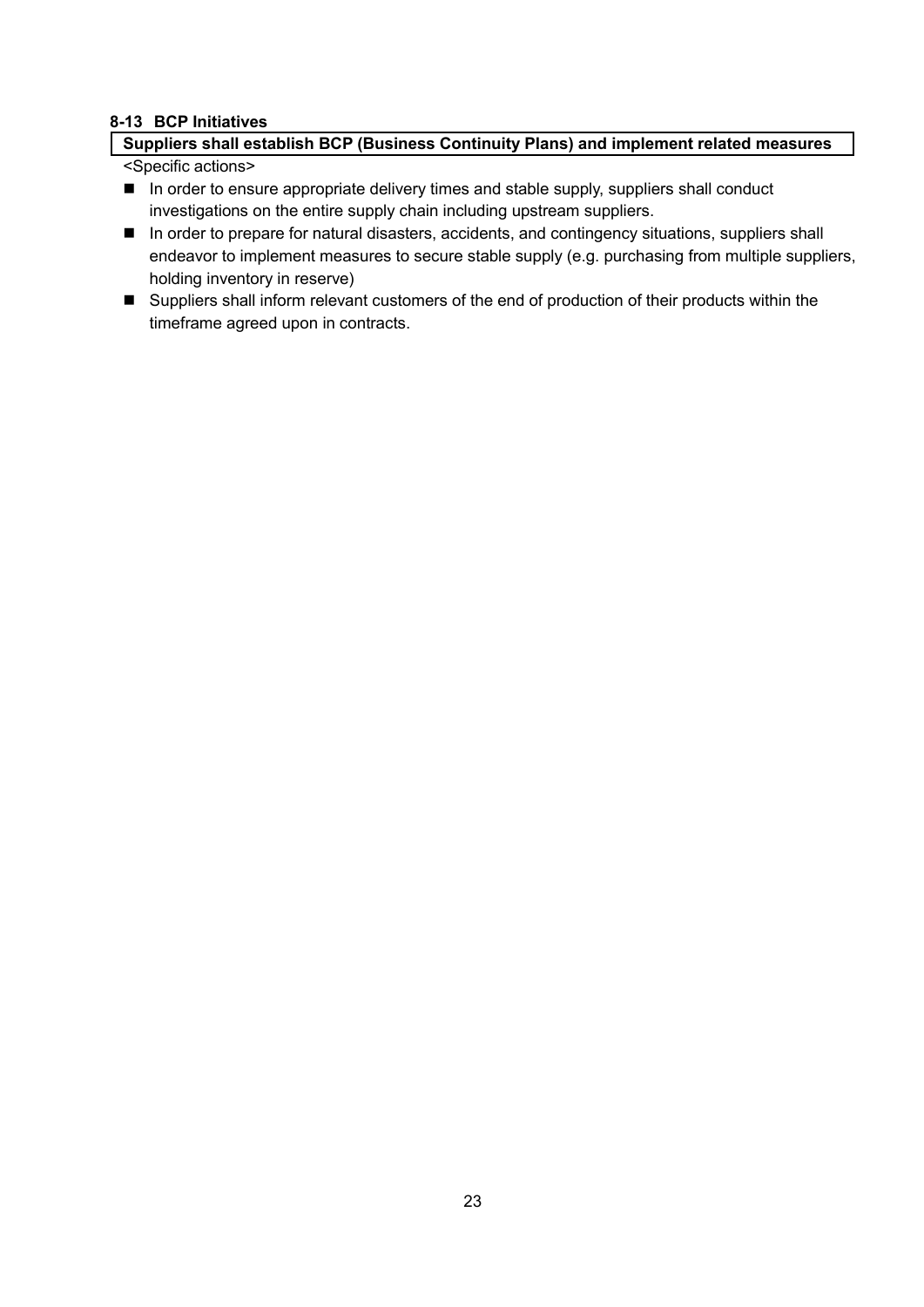#### 8-13 BCP Initiatives

**Suppliers shall establish BCP (Business Continuity Plans) and implement related measures**

<Specific actions>

- In order to ensure appropriate delivery times and stable supply, suppliers shall conduct investigations on the entire supply chain including upstream suppliers.
- In order to prepare for natural disasters, accidents, and contingency situations, suppliers shall endeavor to implement measures to secure stable supply (e.g. purchasing from multiple suppliers, holding inventory in reserve)
- Suppliers shall inform relevant customers of the end of production of their products within the timeframe agreed upon in contracts.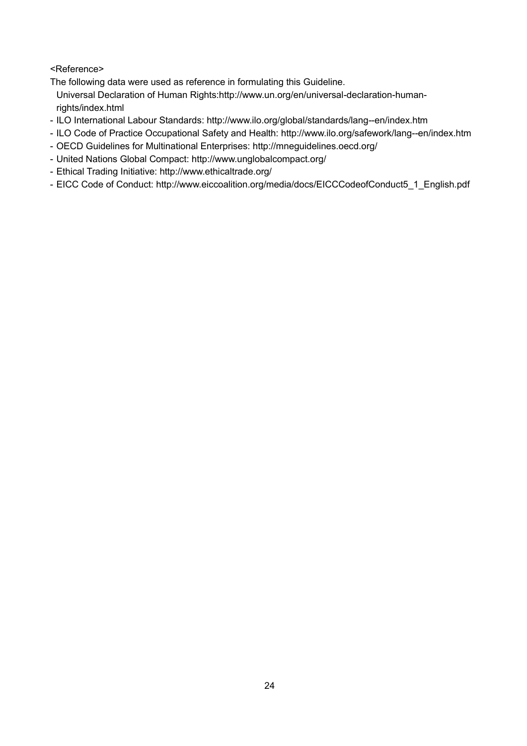<Reference>

The following data were used as reference in formulating this Guideline.

Universal Declaration of Human Rights:http://www.un.org/en/universal-declaration-human-rights/index.html

- ILO International Labour Standards: http://www.ilo.org/global/standards/lang--en/index.htm
- ILO Code of Practice Occupational Safety and Health: http://www.ilo.org/safework/lang--en/index.htm
- OECD Guidelines for Multinational Enterprises: http://mneguidelines.oecd.org/
- United Nations Global Compact: http://www.unglobalcompact.org/
- Ethical Trading Initiative: http://www.ethicaltrade.org/
- EICC Code of Conduct: http://www.eiccoalition.org/media/docs/EICCCodeofConduct5_1_English.pdf